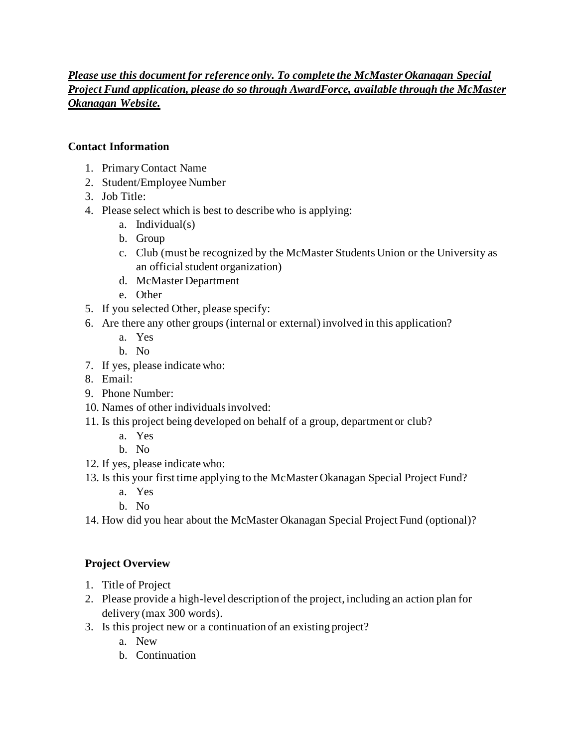***Please use this document for reference only. To complete the McMaster Okanagan Special Project Fund application, please do so through AwardForce, available through the McMaster Okanagan Website.***

## Contact Information

1. Primary Contact Name
2. Student/Employee Number
3. Job Title:
4. Please select which is best to describe who is applying:
    a. Individual(s)
    b. Group
    c. Club (must be recognized by the McMaster Students Union or the University as an official student organization)
    d. McMaster Department
    e. Other
5. If you selected Other, please specify:
6. Are there any other groups (internal or external) involved in this application?
    a. Yes
    b. No
7. If yes, please indicate who:
8. Email:
9. Phone Number:
10. Names of other individuals involved:
11. Is this project being developed on behalf of a group, department or club?
    a. Yes
    b. No
12. If yes, please indicate who:
13. Is this your first time applying to the McMaster Okanagan Special Project Fund?
    a. Yes
    b. No
14. How did you hear about the McMaster Okanagan Special Project Fund (optional)?

## Project Overview

1. Title of Project
2. Please provide a high-level description of the project, including an action plan for delivery (max 300 words).
3. Is this project new or a continuation of an existing project?
    a. New
    b. Continuation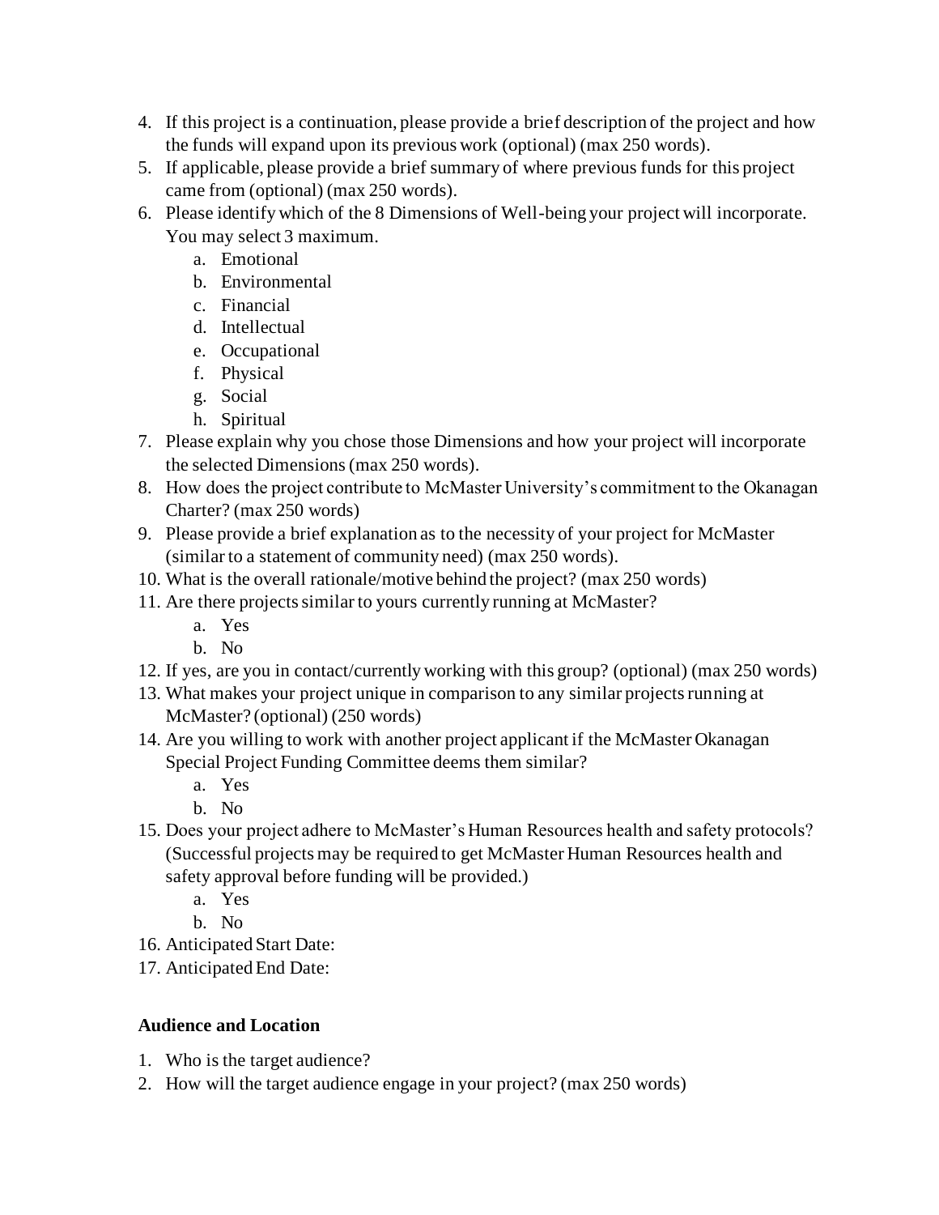4. If this project is a continuation, please provide a brief description of the project and how the funds will expand upon its previous work (optional) (max 250 words).
5. If applicable, please provide a brief summary of where previous funds for this project came from (optional) (max 250 words).
6. Please identify which of the 8 Dimensions of Well-being your project will incorporate. You may select 3 maximum.
   a. Emotional
   b. Environmental
   c. Financial
   d. Intellectual
   e. Occupational
   f. Physical
   g. Social
   h. Spiritual
7. Please explain why you chose those Dimensions and how your project will incorporate the selected Dimensions (max 250 words).
8. How does the project contribute to McMaster University's commitment to the Okanagan Charter? (max 250 words)
9. Please provide a brief explanation as to the necessity of your project for McMaster (similar to a statement of community need) (max 250 words).
10. What is the overall rationale/motive behind the project? (max 250 words)
11. Are there projects similar to yours currently running at McMaster?
    a. Yes
    b. No
12. If yes, are you in contact/currently working with this group? (optional) (max 250 words)
13. What makes your project unique in comparison to any similar projects running at McMaster? (optional) (250 words)
14. Are you willing to work with another project applicant if the McMaster Okanagan Special Project Funding Committee deems them similar?
    a. Yes
    b. No
15. Does your project adhere to McMaster's Human Resources health and safety protocols? (Successful projects may be required to get McMaster Human Resources health and safety approval before funding will be provided.)
    a. Yes
    b. No
16. Anticipated Start Date:
17. Anticipated End Date:

**Audience and Location**

1. Who is the target audience?
2. How will the target audience engage in your project? (max 250 words)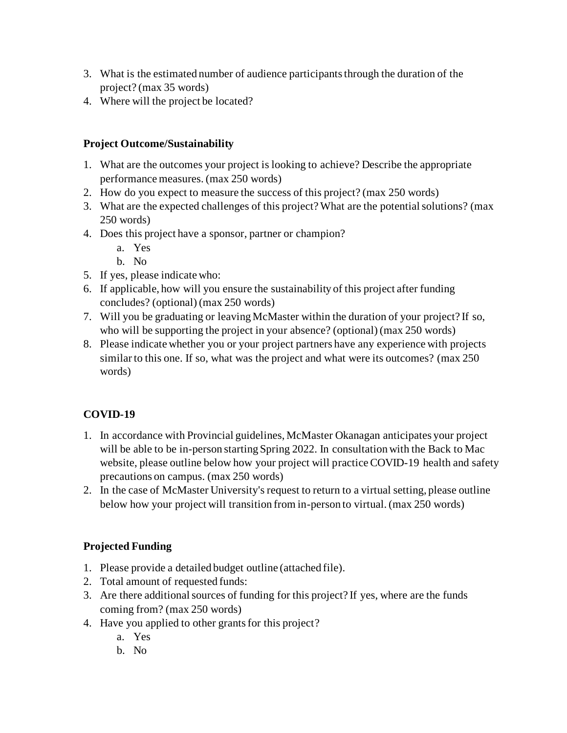3. What is the estimated number of audience participants through the duration of the project? (max 35 words)
4. Where will the project be located?

**Project Outcome/Sustainability**

1. What are the outcomes your project is looking to achieve? Describe the appropriate performance measures. (max 250 words)
2. How do you expect to measure the success of this project? (max 250 words)
3. What are the expected challenges of this project? What are the potential solutions? (max 250 words)
4. Does this project have a sponsor, partner or champion?
   a. Yes
   b. No
5. If yes, please indicate who:
6. If applicable, how will you ensure the sustainability of this project after funding concludes? (optional) (max 250 words)
7. Will you be graduating or leaving McMaster within the duration of your project? If so, who will be supporting the project in your absence? (optional) (max 250 words)
8. Please indicate whether you or your project partners have any experience with projects similar to this one. If so, what was the project and what were its outcomes? (max 250 words)

**COVID-19**

1. In accordance with Provincial guidelines, McMaster Okanagan anticipates your project will be able to be in-person starting Spring 2022. In consultation with the Back to Mac website, please outline below how your project will practice COVID-19 health and safety precautions on campus. (max 250 words)
2. In the case of McMaster University's request to return to a virtual setting, please outline below how your project will transition from in-person to virtual. (max 250 words)

**Projected Funding**

1. Please provide a detailed budget outline (attached file).
2. Total amount of requested funds:
3. Are there additional sources of funding for this project? If yes, where are the funds coming from? (max 250 words)
4. Have you applied to other grants for this project?
   a. Yes
   b. No